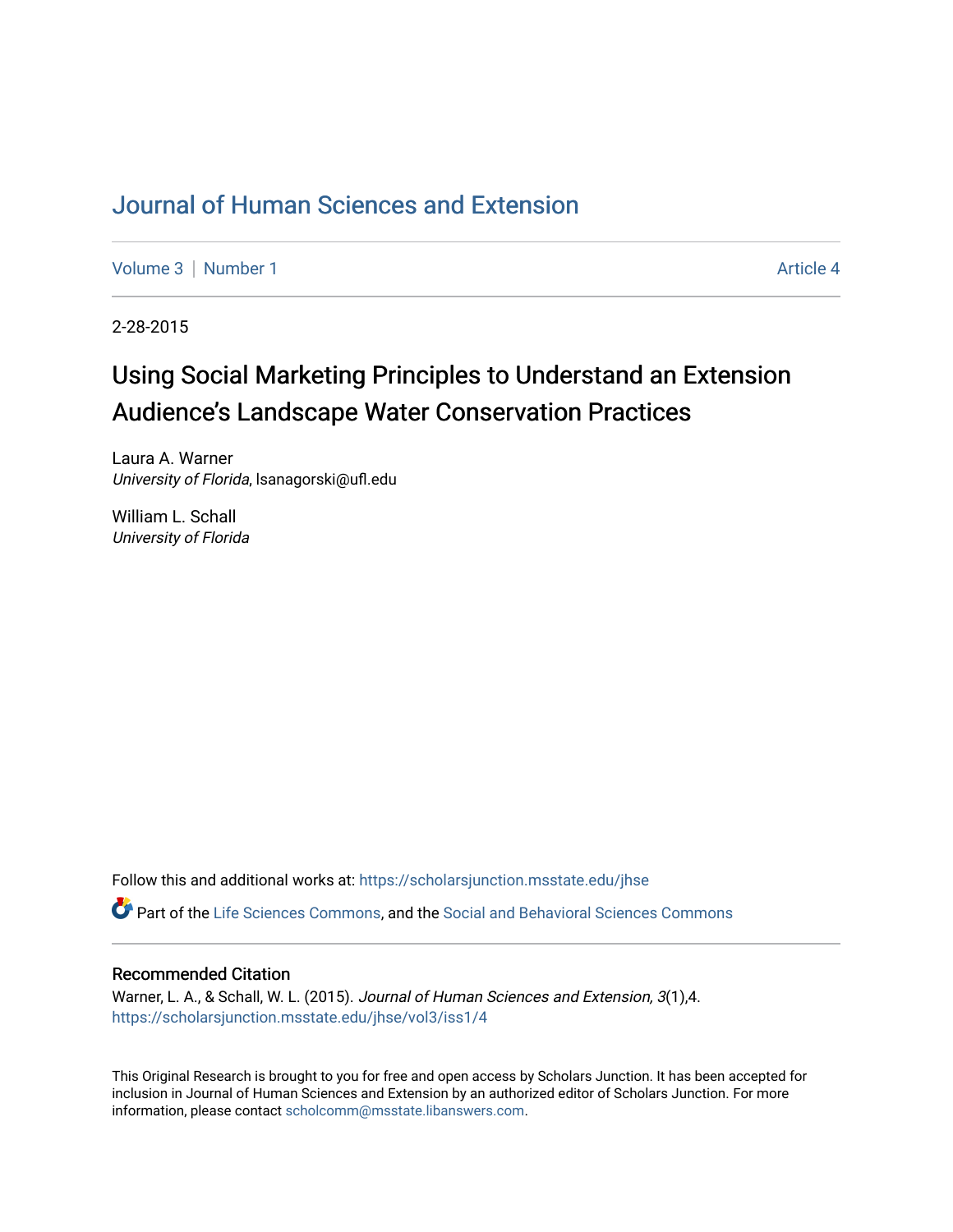# Journal of Human Sciences and Extension

Volume 3 | Number 1 Article 4

2-28-2015

## Using Social Marketing Principles to Understand an Extension Audience's Landscape Water Conservation Practices

Laura A. Warner
*University of Florida*, lsanagorski@ufl.edu

William L. Schall
*University of Florida*

Follow this and additional works at: https://scholarsjunction.msstate.edu/jhse

Part of the Life Sciences Commons, and the Social and Behavioral Sciences Commons

### Recommended Citation

Warner, L. A., & Schall, W. L. (2015). *Journal of Human Sciences and Extension, 3*(1),4.
https://scholarsjunction.msstate.edu/jhse/vol3/iss1/4

This Original Research is brought to you for free and open access by Scholars Junction. It has been accepted for inclusion in Journal of Human Sciences and Extension by an authorized editor of Scholars Junction. For more information, please contact scholcomm@msstate.libanswers.com.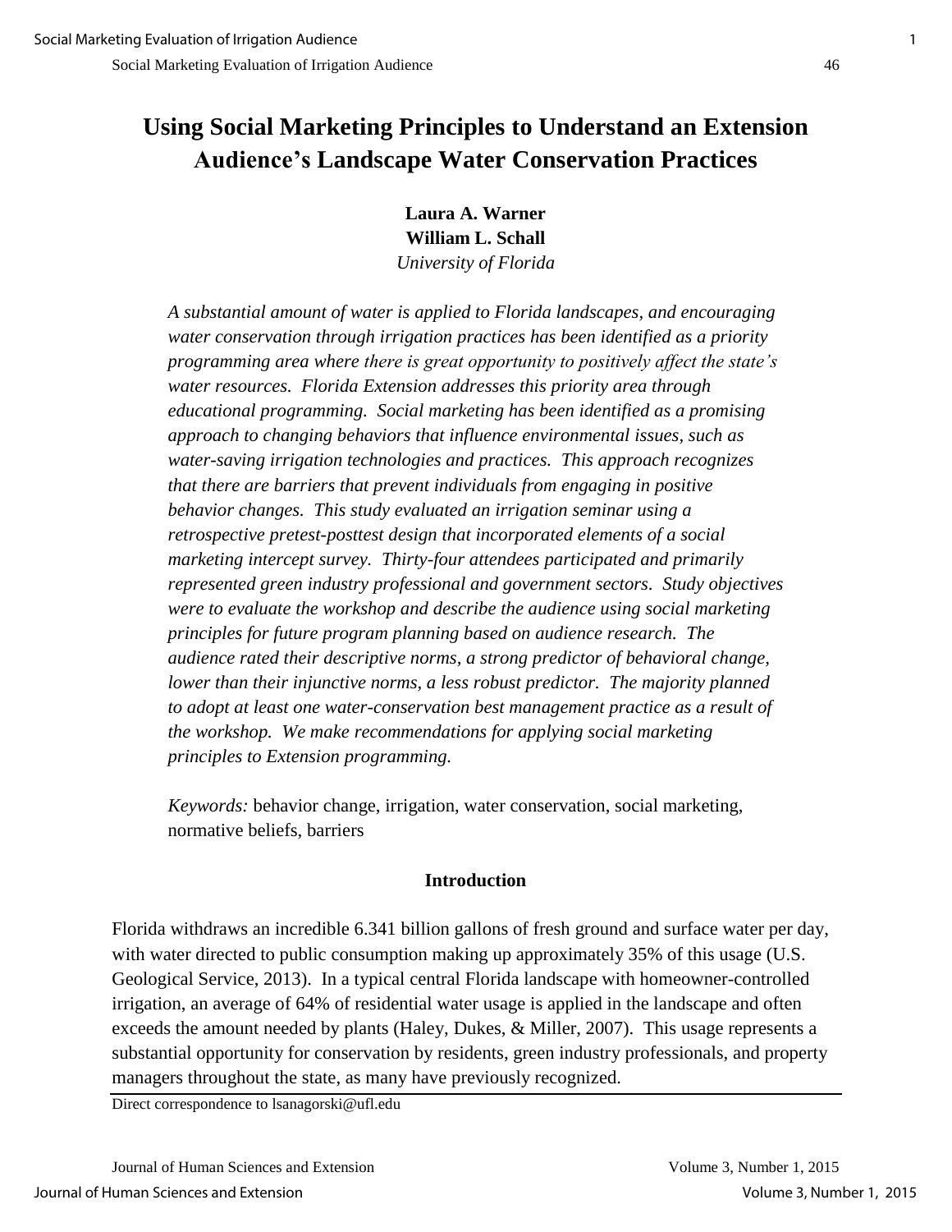# Using Social Marketing Principles to Understand an Extension Audience's Landscape Water Conservation Practices

**Laura A. Warner**
**William L. Schall**
*University of Florida*

*A substantial amount of water is applied to Florida landscapes, and encouraging water conservation through irrigation practices has been identified as a priority programming area where there is great opportunity to positively affect the state's water resources. Florida Extension addresses this priority area through educational programming. Social marketing has been identified as a promising approach to changing behaviors that influence environmental issues, such as water-saving irrigation technologies and practices. This approach recognizes that there are barriers that prevent individuals from engaging in positive behavior changes. This study evaluated an irrigation seminar using a retrospective pretest-posttest design that incorporated elements of a social marketing intercept survey. Thirty-four attendees participated and primarily represented green industry professional and government sectors. Study objectives were to evaluate the workshop and describe the audience using social marketing principles for future program planning based on audience research. The audience rated their descriptive norms, a strong predictor of behavioral change, lower than their injunctive norms, a less robust predictor. The majority planned to adopt at least one water-conservation best management practice as a result of the workshop. We make recommendations for applying social marketing principles to Extension programming.*

*Keywords:* behavior change, irrigation, water conservation, social marketing, normative beliefs, barriers

## Introduction

Florida withdraws an incredible 6.341 billion gallons of fresh ground and surface water per day, with water directed to public consumption making up approximately 35% of this usage (U.S. Geological Service, 2013). In a typical central Florida landscape with homeowner-controlled irrigation, an average of 64% of residential water usage is applied in the landscape and often exceeds the amount needed by plants (Haley, Dukes, & Miller, 2007). This usage represents a substantial opportunity for conservation by residents, green industry professionals, and property managers throughout the state, as many have previously recognized.

Direct correspondence to lsanagorski@ufl.edu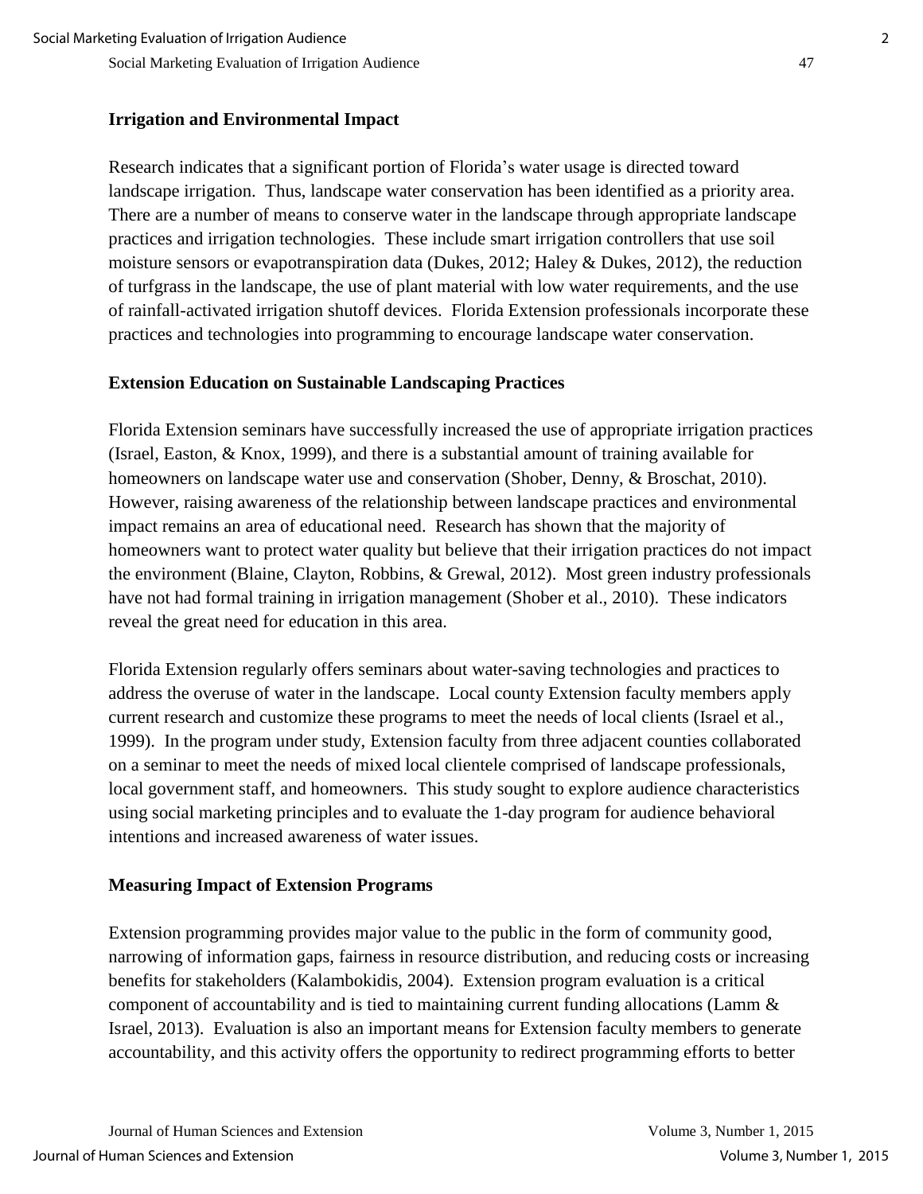### Irrigation and Environmental Impact

Research indicates that a significant portion of Florida's water usage is directed toward landscape irrigation. Thus, landscape water conservation has been identified as a priority area. There are a number of means to conserve water in the landscape through appropriate landscape practices and irrigation technologies. These include smart irrigation controllers that use soil moisture sensors or evapotranspiration data (Dukes, 2012; Haley & Dukes, 2012), the reduction of turfgrass in the landscape, the use of plant material with low water requirements, and the use of rainfall-activated irrigation shutoff devices. Florida Extension professionals incorporate these practices and technologies into programming to encourage landscape water conservation.

### Extension Education on Sustainable Landscaping Practices

Florida Extension seminars have successfully increased the use of appropriate irrigation practices (Israel, Easton, & Knox, 1999), and there is a substantial amount of training available for homeowners on landscape water use and conservation (Shober, Denny, & Broschat, 2010). However, raising awareness of the relationship between landscape practices and environmental impact remains an area of educational need. Research has shown that the majority of homeowners want to protect water quality but believe that their irrigation practices do not impact the environment (Blaine, Clayton, Robbins, & Grewal, 2012). Most green industry professionals have not had formal training in irrigation management (Shober et al., 2010). These indicators reveal the great need for education in this area.

Florida Extension regularly offers seminars about water-saving technologies and practices to address the overuse of water in the landscape. Local county Extension faculty members apply current research and customize these programs to meet the needs of local clients (Israel et al., 1999). In the program under study, Extension faculty from three adjacent counties collaborated on a seminar to meet the needs of mixed local clientele comprised of landscape professionals, local government staff, and homeowners. This study sought to explore audience characteristics using social marketing principles and to evaluate the 1-day program for audience behavioral intentions and increased awareness of water issues.

### Measuring Impact of Extension Programs

Extension programming provides major value to the public in the form of community good, narrowing of information gaps, fairness in resource distribution, and reducing costs or increasing benefits for stakeholders (Kalambokidis, 2004). Extension program evaluation is a critical component of accountability and is tied to maintaining current funding allocations (Lamm & Israel, 2013). Evaluation is also an important means for Extension faculty members to generate accountability, and this activity offers the opportunity to redirect programming efforts to better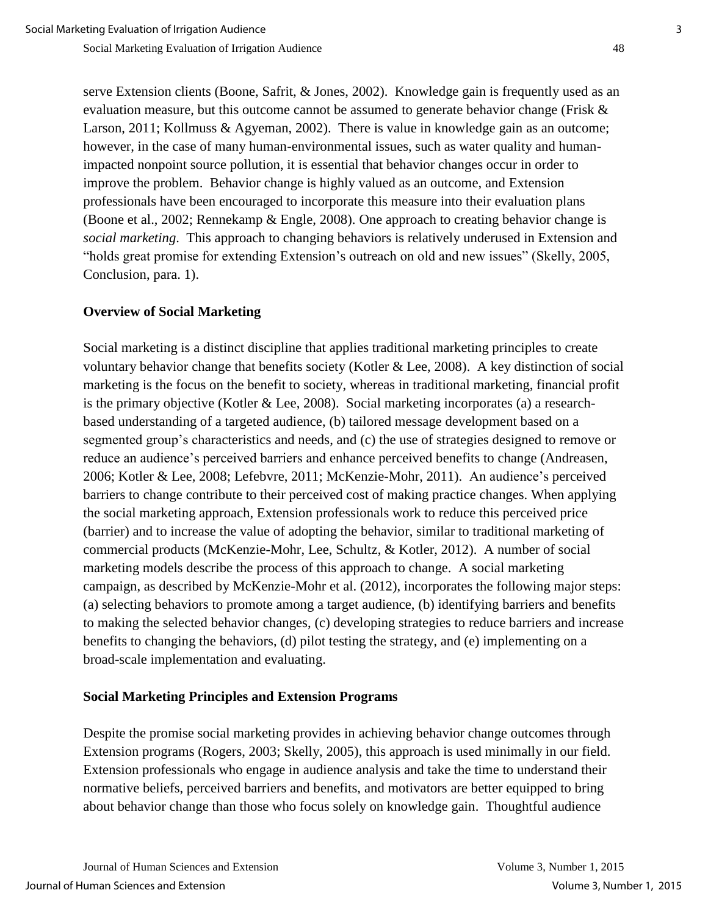serve Extension clients (Boone, Safrit, & Jones, 2002). Knowledge gain is frequently used as an evaluation measure, but this outcome cannot be assumed to generate behavior change (Frisk & Larson, 2011; Kollmuss & Agyeman, 2002). There is value in knowledge gain as an outcome; however, in the case of many human-environmental issues, such as water quality and human-impacted nonpoint source pollution, it is essential that behavior changes occur in order to improve the problem. Behavior change is highly valued as an outcome, and Extension professionals have been encouraged to incorporate this measure into their evaluation plans (Boone et al., 2002; Rennekamp & Engle, 2008). One approach to creating behavior change is *social marketing*. This approach to changing behaviors is relatively underused in Extension and "holds great promise for extending Extension's outreach on old and new issues" (Skelly, 2005, Conclusion, para. 1).

## Overview of Social Marketing

Social marketing is a distinct discipline that applies traditional marketing principles to create voluntary behavior change that benefits society (Kotler & Lee, 2008). A key distinction of social marketing is the focus on the benefit to society, whereas in traditional marketing, financial profit is the primary objective (Kotler & Lee, 2008). Social marketing incorporates (a) a research-based understanding of a targeted audience, (b) tailored message development based on a segmented group's characteristics and needs, and (c) the use of strategies designed to remove or reduce an audience's perceived barriers and enhance perceived benefits to change (Andreasen, 2006; Kotler & Lee, 2008; Lefebvre, 2011; McKenzie-Mohr, 2011). An audience's perceived barriers to change contribute to their perceived cost of making practice changes. When applying the social marketing approach, Extension professionals work to reduce this perceived price (barrier) and to increase the value of adopting the behavior, similar to traditional marketing of commercial products (McKenzie-Mohr, Lee, Schultz, & Kotler, 2012). A number of social marketing models describe the process of this approach to change. A social marketing campaign, as described by McKenzie-Mohr et al. (2012), incorporates the following major steps: (a) selecting behaviors to promote among a target audience, (b) identifying barriers and benefits to making the selected behavior changes, (c) developing strategies to reduce barriers and increase benefits to changing the behaviors, (d) pilot testing the strategy, and (e) implementing on a broad-scale implementation and evaluating.

## Social Marketing Principles and Extension Programs

Despite the promise social marketing provides in achieving behavior change outcomes through Extension programs (Rogers, 2003; Skelly, 2005), this approach is used minimally in our field. Extension professionals who engage in audience analysis and take the time to understand their normative beliefs, perceived barriers and benefits, and motivators are better equipped to bring about behavior change than those who focus solely on knowledge gain. Thoughtful audience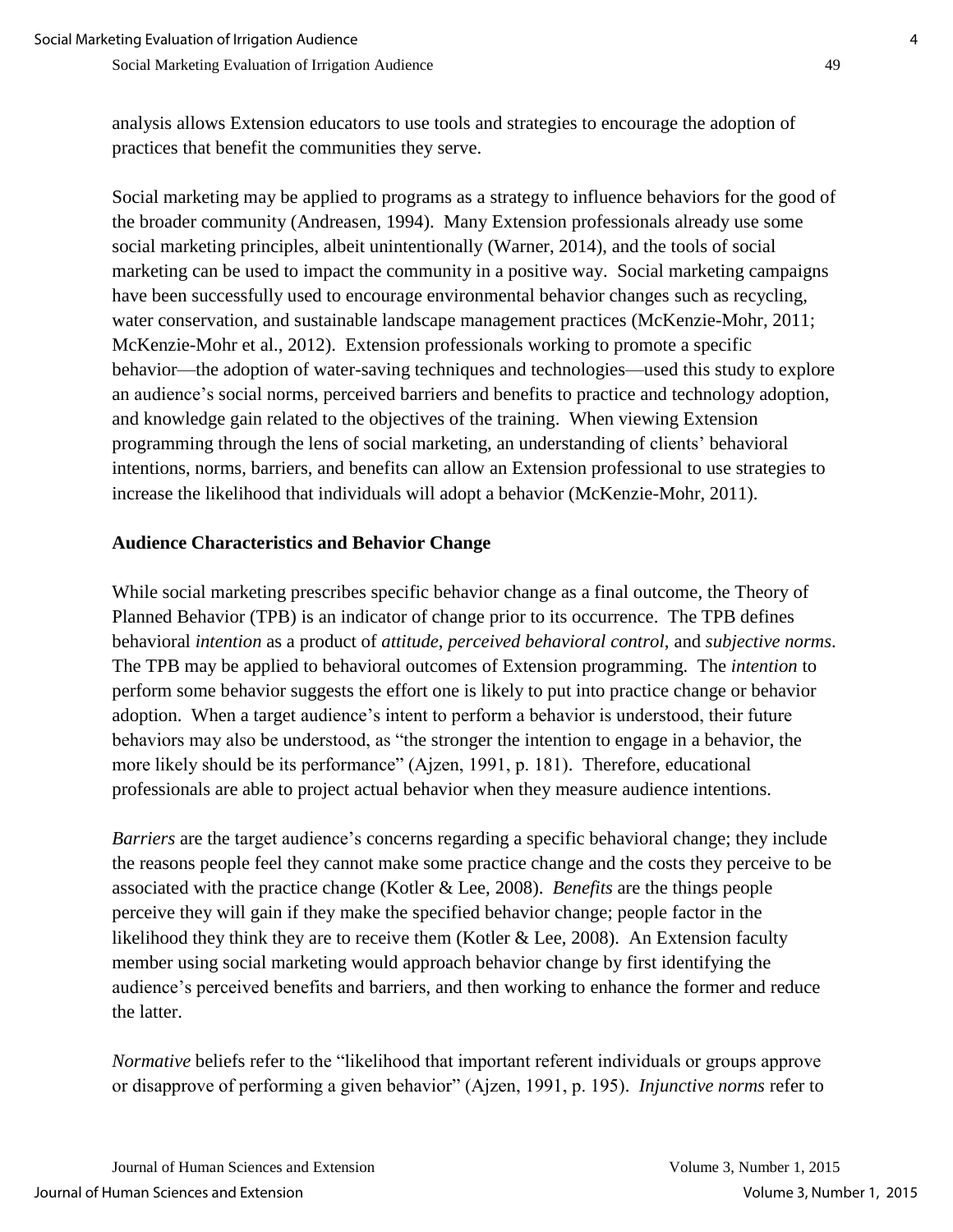analysis allows Extension educators to use tools and strategies to encourage the adoption of practices that benefit the communities they serve.

Social marketing may be applied to programs as a strategy to influence behaviors for the good of the broader community (Andreasen, 1994). Many Extension professionals already use some social marketing principles, albeit unintentionally (Warner, 2014), and the tools of social marketing can be used to impact the community in a positive way. Social marketing campaigns have been successfully used to encourage environmental behavior changes such as recycling, water conservation, and sustainable landscape management practices (McKenzie-Mohr, 2011; McKenzie-Mohr et al., 2012). Extension professionals working to promote a specific behavior—the adoption of water-saving techniques and technologies—used this study to explore an audience's social norms, perceived barriers and benefits to practice and technology adoption, and knowledge gain related to the objectives of the training. When viewing Extension programming through the lens of social marketing, an understanding of clients' behavioral intentions, norms, barriers, and benefits can allow an Extension professional to use strategies to increase the likelihood that individuals will adopt a behavior (McKenzie-Mohr, 2011).

## Audience Characteristics and Behavior Change

While social marketing prescribes specific behavior change as a final outcome, the Theory of Planned Behavior (TPB) is an indicator of change prior to its occurrence. The TPB defines behavioral *intention* as a product of *attitude*, *perceived behavioral control*, and *subjective norms*. The TPB may be applied to behavioral outcomes of Extension programming. The *intention* to perform some behavior suggests the effort one is likely to put into practice change or behavior adoption. When a target audience's intent to perform a behavior is understood, their future behaviors may also be understood, as "the stronger the intention to engage in a behavior, the more likely should be its performance" (Ajzen, 1991, p. 181). Therefore, educational professionals are able to project actual behavior when they measure audience intentions.

*Barriers* are the target audience's concerns regarding a specific behavioral change; they include the reasons people feel they cannot make some practice change and the costs they perceive to be associated with the practice change (Kotler & Lee, 2008). *Benefits* are the things people perceive they will gain if they make the specified behavior change; people factor in the likelihood they think they are to receive them (Kotler & Lee, 2008). An Extension faculty member using social marketing would approach behavior change by first identifying the audience's perceived benefits and barriers, and then working to enhance the former and reduce the latter.

*Normative* beliefs refer to the "likelihood that important referent individuals or groups approve or disapprove of performing a given behavior" (Ajzen, 1991, p. 195). *Injunctive norms* refer to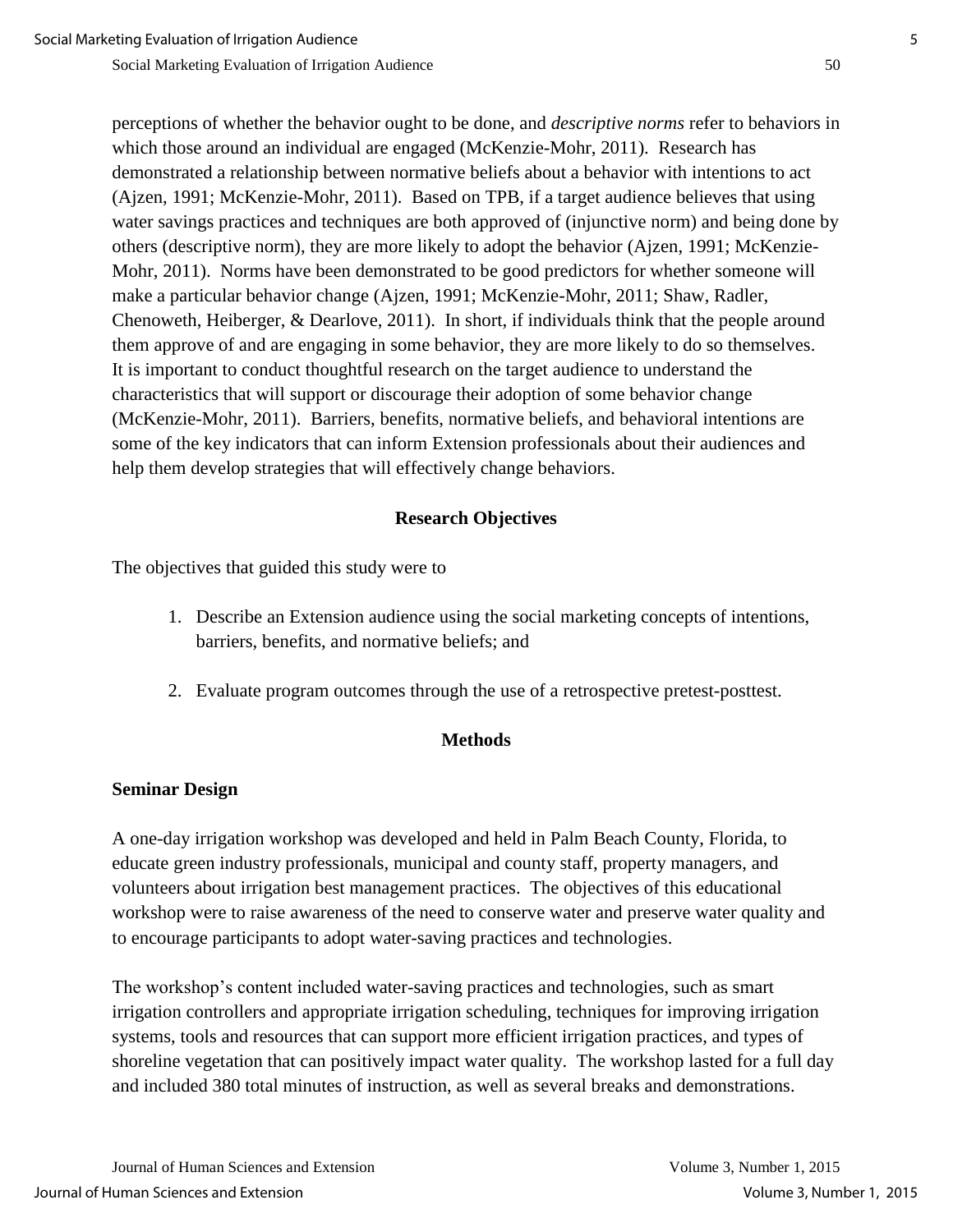perceptions of whether the behavior ought to be done, and *descriptive norms* refer to behaviors in which those around an individual are engaged (McKenzie-Mohr, 2011). Research has demonstrated a relationship between normative beliefs about a behavior with intentions to act (Ajzen, 1991; McKenzie-Mohr, 2011). Based on TPB, if a target audience believes that using water savings practices and techniques are both approved of (injunctive norm) and being done by others (descriptive norm), they are more likely to adopt the behavior (Ajzen, 1991; McKenzie-Mohr, 2011). Norms have been demonstrated to be good predictors for whether someone will make a particular behavior change (Ajzen, 1991; McKenzie-Mohr, 2011; Shaw, Radler, Chenoweth, Heiberger, & Dearlove, 2011). In short, if individuals think that the people around them approve of and are engaging in some behavior, they are more likely to do so themselves. It is important to conduct thoughtful research on the target audience to understand the characteristics that will support or discourage their adoption of some behavior change (McKenzie-Mohr, 2011). Barriers, benefits, normative beliefs, and behavioral intentions are some of the key indicators that can inform Extension professionals about their audiences and help them develop strategies that will effectively change behaviors.

## Research Objectives

The objectives that guided this study were to

1. Describe an Extension audience using the social marketing concepts of intentions, barriers, benefits, and normative beliefs; and
2. Evaluate program outcomes through the use of a retrospective pretest-posttest.

## Methods

### Seminar Design

A one-day irrigation workshop was developed and held in Palm Beach County, Florida, to educate green industry professionals, municipal and county staff, property managers, and volunteers about irrigation best management practices. The objectives of this educational workshop were to raise awareness of the need to conserve water and preserve water quality and to encourage participants to adopt water-saving practices and technologies.

The workshop's content included water-saving practices and technologies, such as smart irrigation controllers and appropriate irrigation scheduling, techniques for improving irrigation systems, tools and resources that can support more efficient irrigation practices, and types of shoreline vegetation that can positively impact water quality. The workshop lasted for a full day and included 380 total minutes of instruction, as well as several breaks and demonstrations.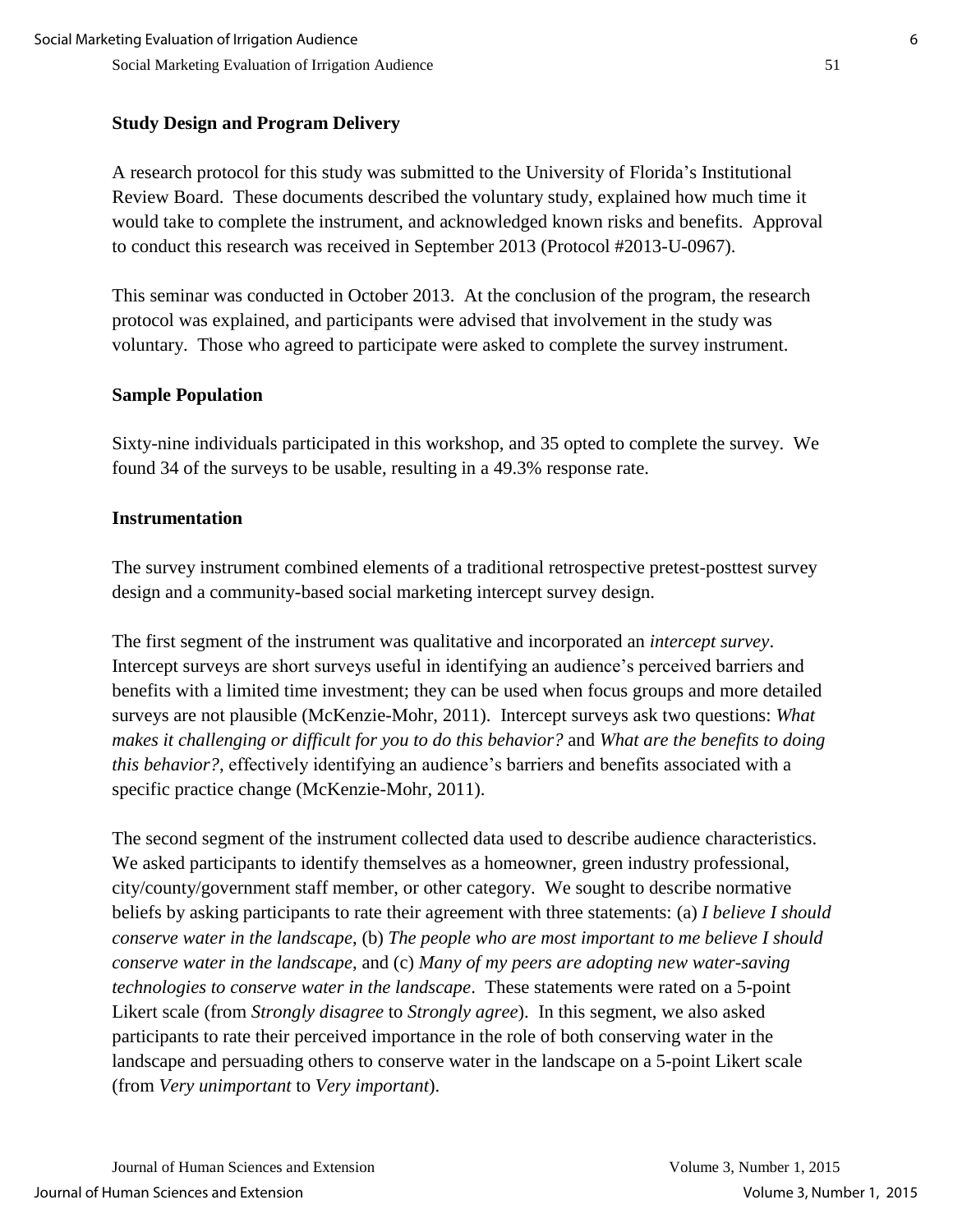### Study Design and Program Delivery

A research protocol for this study was submitted to the University of Florida's Institutional Review Board. These documents described the voluntary study, explained how much time it would take to complete the instrument, and acknowledged known risks and benefits. Approval to conduct this research was received in September 2013 (Protocol #2013-U-0967).

This seminar was conducted in October 2013. At the conclusion of the program, the research protocol was explained, and participants were advised that involvement in the study was voluntary. Those who agreed to participate were asked to complete the survey instrument.

### Sample Population

Sixty-nine individuals participated in this workshop, and 35 opted to complete the survey. We found 34 of the surveys to be usable, resulting in a 49.3% response rate.

### Instrumentation

The survey instrument combined elements of a traditional retrospective pretest-posttest survey design and a community-based social marketing intercept survey design.

The first segment of the instrument was qualitative and incorporated an *intercept survey*. Intercept surveys are short surveys useful in identifying an audience's perceived barriers and benefits with a limited time investment; they can be used when focus groups and more detailed surveys are not plausible (McKenzie-Mohr, 2011). Intercept surveys ask two questions: *What makes it challenging or difficult for you to do this behavior?* and *What are the benefits to doing this behavior?*, effectively identifying an audience's barriers and benefits associated with a specific practice change (McKenzie-Mohr, 2011).

The second segment of the instrument collected data used to describe audience characteristics. We asked participants to identify themselves as a homeowner, green industry professional, city/county/government staff member, or other category. We sought to describe normative beliefs by asking participants to rate their agreement with three statements: (a) *I believe I should conserve water in the landscape*, (b) *The people who are most important to me believe I should conserve water in the landscape*, and (c) *Many of my peers are adopting new water-saving technologies to conserve water in the landscape*. These statements were rated on a 5-point Likert scale (from *Strongly disagree* to *Strongly agree*). In this segment, we also asked participants to rate their perceived importance in the role of both conserving water in the landscape and persuading others to conserve water in the landscape on a 5-point Likert scale (from *Very unimportant* to *Very important*).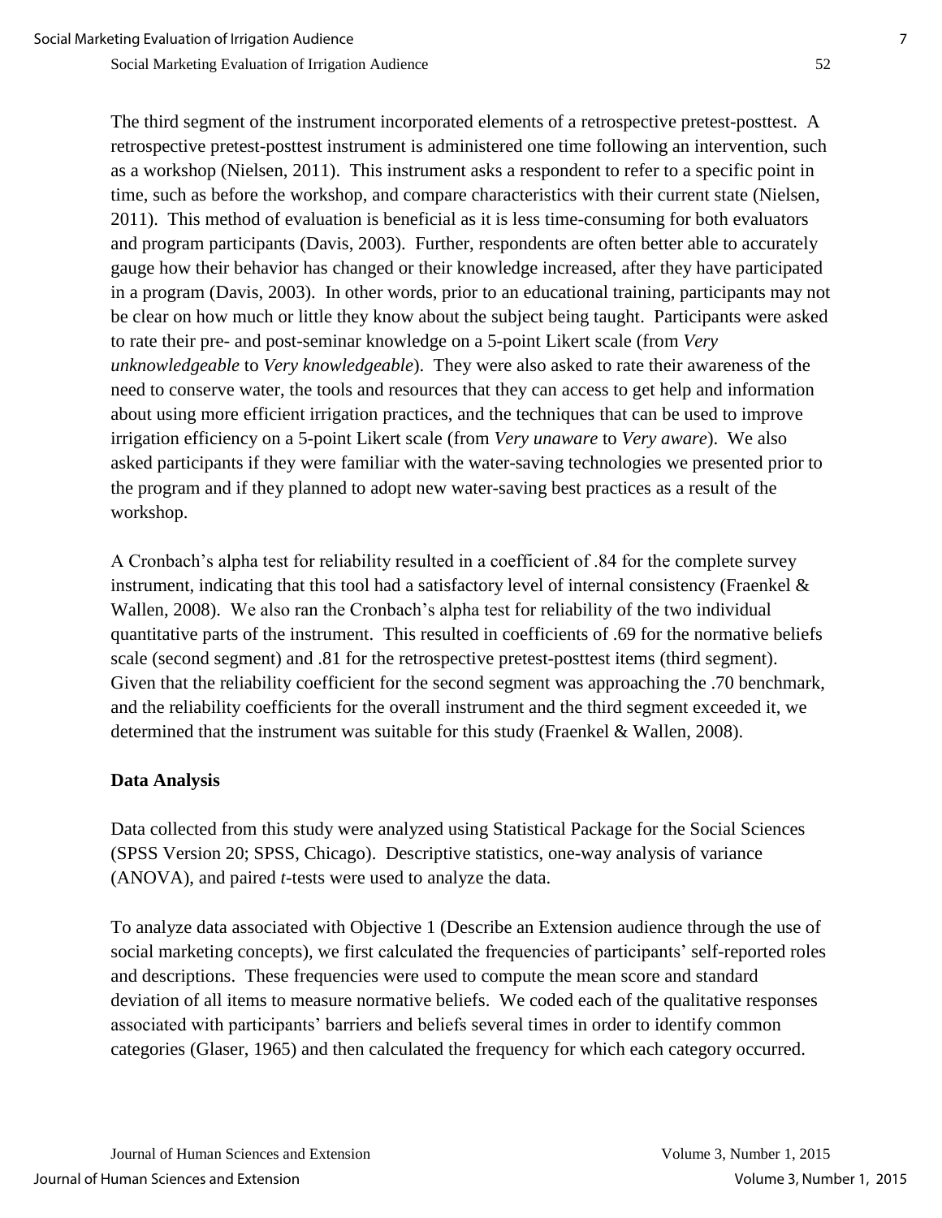The third segment of the instrument incorporated elements of a retrospective pretest-posttest. A retrospective pretest-posttest instrument is administered one time following an intervention, such as a workshop (Nielsen, 2011). This instrument asks a respondent to refer to a specific point in time, such as before the workshop, and compare characteristics with their current state (Nielsen, 2011). This method of evaluation is beneficial as it is less time-consuming for both evaluators and program participants (Davis, 2003). Further, respondents are often better able to accurately gauge how their behavior has changed or their knowledge increased, after they have participated in a program (Davis, 2003). In other words, prior to an educational training, participants may not be clear on how much or little they know about the subject being taught. Participants were asked to rate their pre- and post-seminar knowledge on a 5-point Likert scale (from *Very unknowledgeable* to *Very knowledgeable*). They were also asked to rate their awareness of the need to conserve water, the tools and resources that they can access to get help and information about using more efficient irrigation practices, and the techniques that can be used to improve irrigation efficiency on a 5-point Likert scale (from *Very unaware* to *Very aware*). We also asked participants if they were familiar with the water-saving technologies we presented prior to the program and if they planned to adopt new water-saving best practices as a result of the workshop.

A Cronbach's alpha test for reliability resulted in a coefficient of .84 for the complete survey instrument, indicating that this tool had a satisfactory level of internal consistency (Fraenkel & Wallen, 2008). We also ran the Cronbach's alpha test for reliability of the two individual quantitative parts of the instrument. This resulted in coefficients of .69 for the normative beliefs scale (second segment) and .81 for the retrospective pretest-posttest items (third segment). Given that the reliability coefficient for the second segment was approaching the .70 benchmark, and the reliability coefficients for the overall instrument and the third segment exceeded it, we determined that the instrument was suitable for this study (Fraenkel & Wallen, 2008).

## Data Analysis

Data collected from this study were analyzed using Statistical Package for the Social Sciences (SPSS Version 20; SPSS, Chicago). Descriptive statistics, one-way analysis of variance (ANOVA), and paired *t*-tests were used to analyze the data.

To analyze data associated with Objective 1 (Describe an Extension audience through the use of social marketing concepts), we first calculated the frequencies of participants' self-reported roles and descriptions. These frequencies were used to compute the mean score and standard deviation of all items to measure normative beliefs. We coded each of the qualitative responses associated with participants' barriers and beliefs several times in order to identify common categories (Glaser, 1965) and then calculated the frequency for which each category occurred.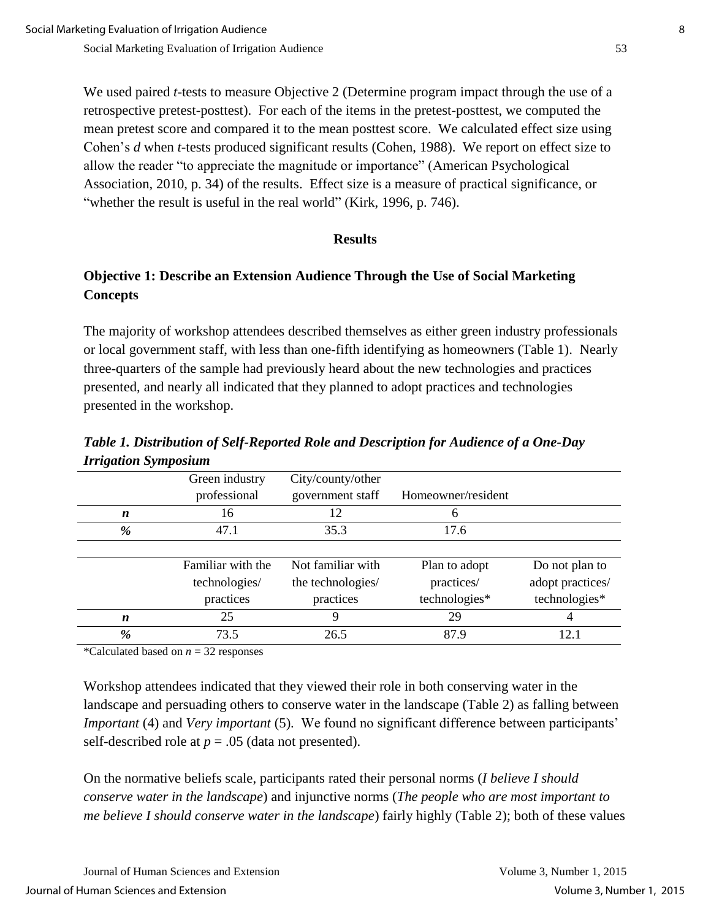We used paired *t*-tests to measure Objective 2 (Determine program impact through the use of a retrospective pretest-posttest). For each of the items in the pretest-posttest, we computed the mean pretest score and compared it to the mean posttest score. We calculated effect size using Cohen's *d* when *t*-tests produced significant results (Cohen, 1988). We report on effect size to allow the reader "to appreciate the magnitude or importance" (American Psychological Association, 2010, p. 34) of the results. Effect size is a measure of practical significance, or "whether the result is useful in the real world" (Kirk, 1996, p. 746).

## Results

### Objective 1: Describe an Extension Audience Through the Use of Social Marketing Concepts

The majority of workshop attendees described themselves as either green industry professionals or local government staff, with less than one-fifth identifying as homeowners (Table 1). Nearly three-quarters of the sample had previously heard about the new technologies and practices presented, and nearly all indicated that they planned to adopt practices and technologies presented in the workshop.

***Table 1. Distribution of Self-Reported Role and Description for Audience of a One-Day Irrigation Symposium***

| | Green industry professional | City/county/other government staff | Homeowner/resident | |
|---|---|---|---|---|
| ***n*** | 16 | 12 | 6 | |
| ***%*** | 47.1 | 35.3 | 17.6 | |
| | **Familiar with the technologies/ practices** | **Not familiar with the technologies/ practices** | **Plan to adopt practices/ technologies*** | **Do not plan to adopt practices/ technologies*** |
| ***n*** | 25 | 9 | 29 | 4 |
| ***%*** | 73.5 | 26.5 | 87.9 | 12.1 |

*Calculated based on $n = 32$ responses

Workshop attendees indicated that they viewed their role in both conserving water in the landscape and persuading others to conserve water in the landscape (Table 2) as falling between *Important* (4) and *Very important* (5). We found no significant difference between participants' self-described role at $p = .05$ (data not presented).

On the normative beliefs scale, participants rated their personal norms (*I believe I should conserve water in the landscape*) and injunctive norms (*The people who are most important to me believe I should conserve water in the landscape*) fairly highly (Table 2); both of these values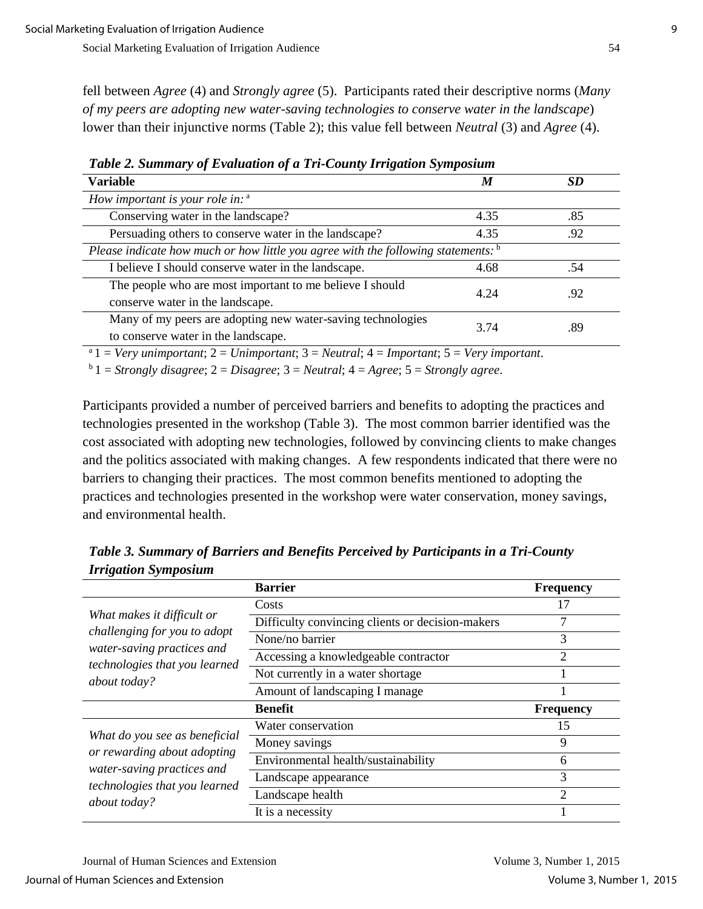fell between *Agree* (4) and *Strongly agree* (5). Participants rated their descriptive norms (*Many of my peers are adopting new water-saving technologies to conserve water in the landscape*) lower than their injunctive norms (Table 2); this value fell between *Neutral* (3) and *Agree* (4).

***Table 2. Summary of Evaluation of a Tri-County Irrigation Symposium***

| Variable | *M* | *SD* |
|---|---|---|
| *How important is your role in:* [a] | | |
| Conserving water in the landscape? | 4.35 | .85 |
| Persuading others to conserve water in the landscape? | 4.35 | .92 |
| *Please indicate how much or how little you agree with the following statements:* [b] | | |
| I believe I should conserve water in the landscape. | 4.68 | .54 |
| The people who are most important to me believe I should conserve water in the landscape. | 4.24 | .92 |
| Many of my peers are adopting new water-saving technologies to conserve water in the landscape. | 3.74 | .89 |

[a] 1 = *Very unimportant*; 2 = *Unimportant*; 3 = *Neutral*; 4 = *Important*; 5 = *Very important*.

[b] 1 = *Strongly disagree*; 2 = *Disagree*; 3 = *Neutral*; 4 = *Agree*; 5 = *Strongly agree*.

Participants provided a number of perceived barriers and benefits to adopting the practices and technologies presented in the workshop (Table 3). The most common barrier identified was the cost associated with adopting new technologies, followed by convincing clients to make changes and the politics associated with making changes. A few respondents indicated that there were no barriers to changing their practices. The most common benefits mentioned to adopting the practices and technologies presented in the workshop were water conservation, money savings, and environmental health.

***Table 3. Summary of Barriers and Benefits Perceived by Participants in a Tri-County Irrigation Symposium***

| | **Barrier** | **Frequency** |
|---|---|---|
| *What makes it difficult or challenging for you to adopt water-saving practices and technologies that you learned about today?* | Costs | 17 |
| | Difficulty convincing clients or decision-makers | 7 |
| | None/no barrier | 3 |
| | Accessing a knowledgeable contractor | 2 |
| | Not currently in a water shortage | 1 |
| | Amount of landscaping I manage | 1 |
| | **Benefit** | **Frequency** |
| *What do you see as beneficial or rewarding about adopting water-saving practices and technologies that you learned about today?* | Water conservation | 15 |
| | Money savings | 9 |
| | Environmental health/sustainability | 6 |
| | Landscape appearance | 3 |
| | Landscape health | 2 |
| | It is a necessity | 1 |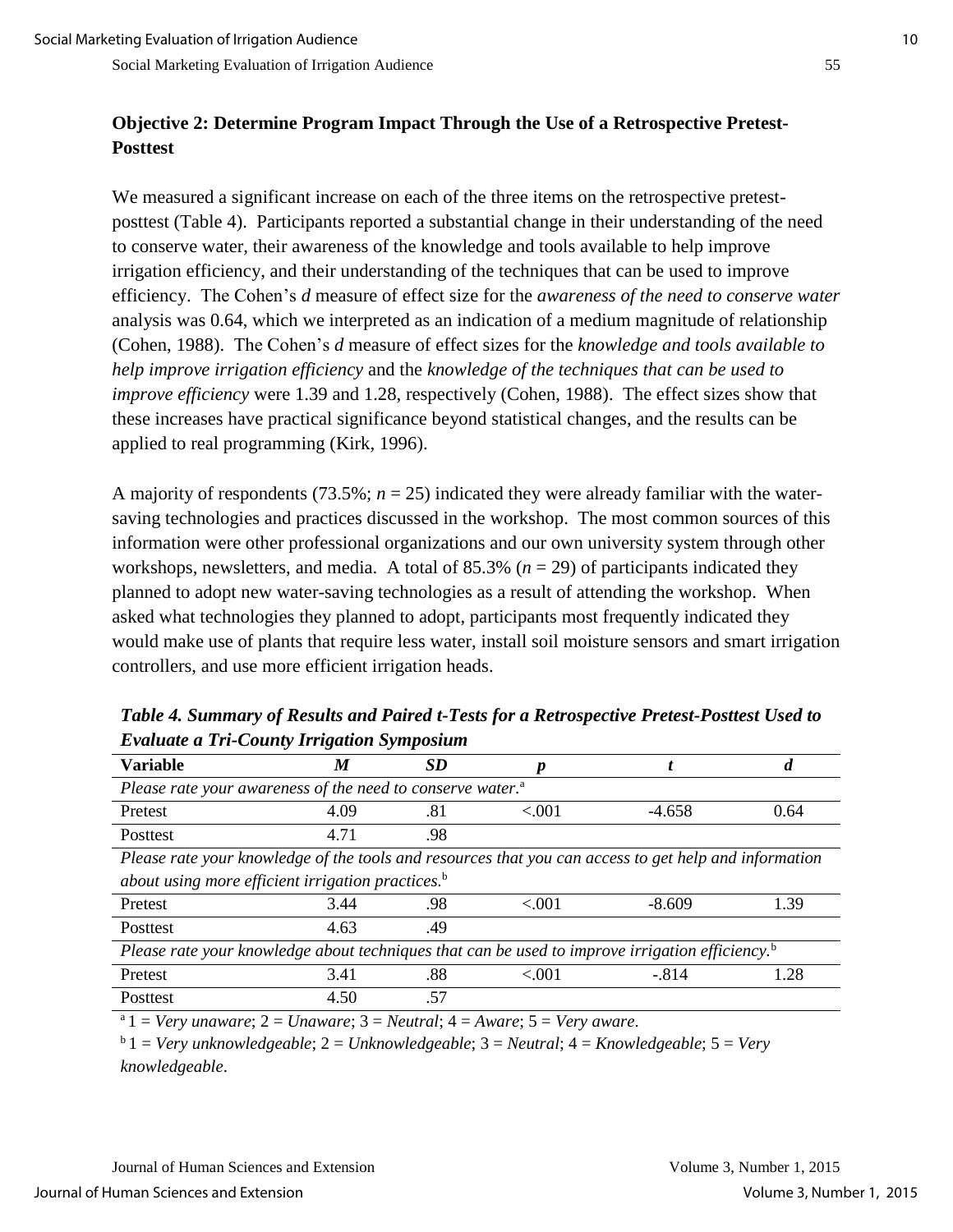### Objective 2: Determine Program Impact Through the Use of a Retrospective Pretest-Posttest

We measured a significant increase on each of the three items on the retrospective pretest-posttest (Table 4). Participants reported a substantial change in their understanding of the need to conserve water, their awareness of the knowledge and tools available to help improve irrigation efficiency, and their understanding of the techniques that can be used to improve efficiency. The Cohen's *d* measure of effect size for the *awareness of the need to conserve water* analysis was 0.64, which we interpreted as an indication of a medium magnitude of relationship (Cohen, 1988). The Cohen's *d* measure of effect sizes for the *knowledge and tools available to help improve irrigation efficiency* and the *knowledge of the techniques that can be used to improve efficiency* were 1.39 and 1.28, respectively (Cohen, 1988). The effect sizes show that these increases have practical significance beyond statistical changes, and the results can be applied to real programming (Kirk, 1996).

A majority of respondents (73.5%; $n = 25$) indicated they were already familiar with the water-saving technologies and practices discussed in the workshop. The most common sources of this information were other professional organizations and our own university system through other workshops, newsletters, and media. A total of 85.3% ($n = 29$) of participants indicated they planned to adopt new water-saving technologies as a result of attending the workshop. When asked what technologies they planned to adopt, participants most frequently indicated they would make use of plants that require less water, install soil moisture sensors and smart irrigation controllers, and use more efficient irrigation heads.

***Table 4. Summary of Results and Paired t-Tests for a Retrospective Pretest-Posttest Used to Evaluate a Tri-County Irrigation Symposium***

| Variable | *M* | *SD* | *p* | *t* | *d* |
|---|---|---|---|---|---|
| *Please rate your awareness of the need to conserve water.*[a] | | | | | |
| Pretest | 4.09 | .81 | <.001 | -4.658 | 0.64 |
| Posttest | 4.71 | .98 | | | |
| *Please rate your knowledge of the tools and resources that you can access to get help and information about using more efficient irrigation practices.*[b] | | | | | |
| Pretest | 3.44 | .98 | <.001 | -8.609 | 1.39 |
| Posttest | 4.63 | .49 | | | |
| *Please rate your knowledge about techniques that can be used to improve irrigation efficiency.*[b] | | | | | |
| Pretest | 3.41 | .88 | <.001 | -.814 | 1.28 |
| Posttest | 4.50 | .57 | | | |

[a] 1 = *Very unaware*; 2 = *Unaware*; 3 = *Neutral*; 4 = *Aware*; 5 = *Very aware*.

[b] 1 = *Very unknowledgeable*; 2 = *Unknowledgeable*; 3 = *Neutral*; 4 = *Knowledgeable*; 5 = *Very knowledgeable*.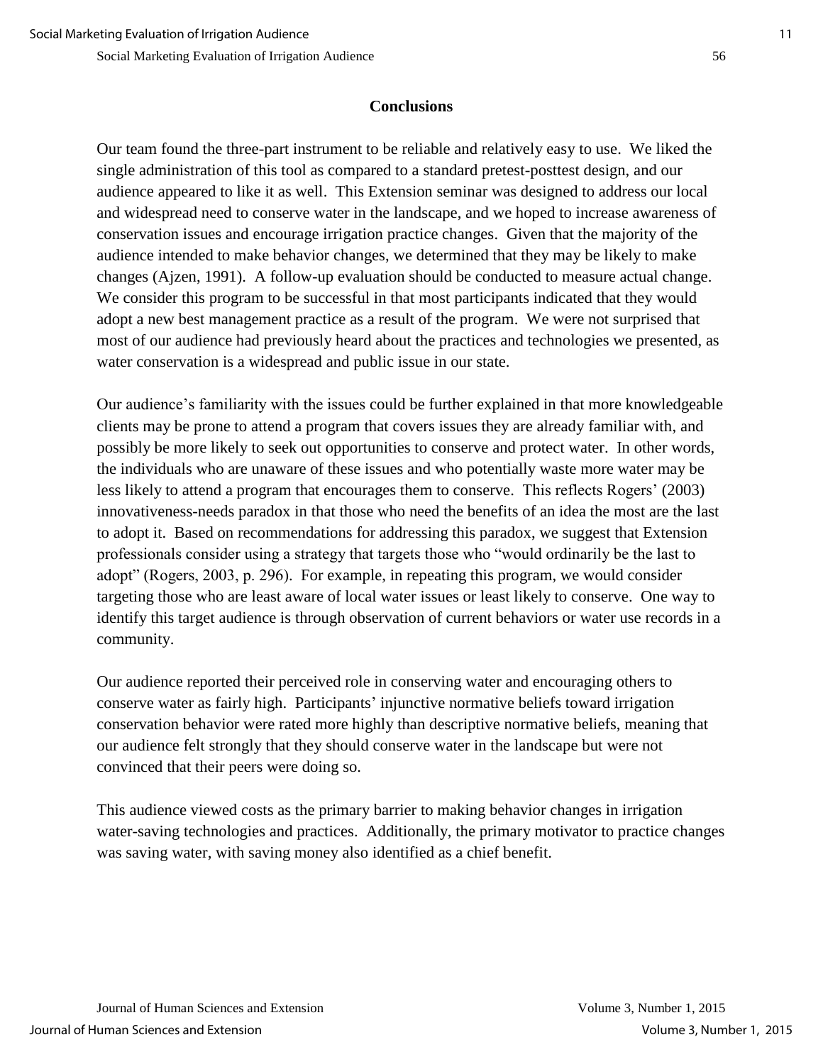## Conclusions

Our team found the three-part instrument to be reliable and relatively easy to use. We liked the single administration of this tool as compared to a standard pretest-posttest design, and our audience appeared to like it as well. This Extension seminar was designed to address our local and widespread need to conserve water in the landscape, and we hoped to increase awareness of conservation issues and encourage irrigation practice changes. Given that the majority of the audience intended to make behavior changes, we determined that they may be likely to make changes (Ajzen, 1991). A follow-up evaluation should be conducted to measure actual change. We consider this program to be successful in that most participants indicated that they would adopt a new best management practice as a result of the program. We were not surprised that most of our audience had previously heard about the practices and technologies we presented, as water conservation is a widespread and public issue in our state.

Our audience's familiarity with the issues could be further explained in that more knowledgeable clients may be prone to attend a program that covers issues they are already familiar with, and possibly be more likely to seek out opportunities to conserve and protect water. In other words, the individuals who are unaware of these issues and who potentially waste more water may be less likely to attend a program that encourages them to conserve. This reflects Rogers' (2003) innovativeness-needs paradox in that those who need the benefits of an idea the most are the last to adopt it. Based on recommendations for addressing this paradox, we suggest that Extension professionals consider using a strategy that targets those who "would ordinarily be the last to adopt" (Rogers, 2003, p. 296). For example, in repeating this program, we would consider targeting those who are least aware of local water issues or least likely to conserve. One way to identify this target audience is through observation of current behaviors or water use records in a community.

Our audience reported their perceived role in conserving water and encouraging others to conserve water as fairly high. Participants' injunctive normative beliefs toward irrigation conservation behavior were rated more highly than descriptive normative beliefs, meaning that our audience felt strongly that they should conserve water in the landscape but were not convinced that their peers were doing so.

This audience viewed costs as the primary barrier to making behavior changes in irrigation water-saving technologies and practices. Additionally, the primary motivator to practice changes was saving water, with saving money also identified as a chief benefit.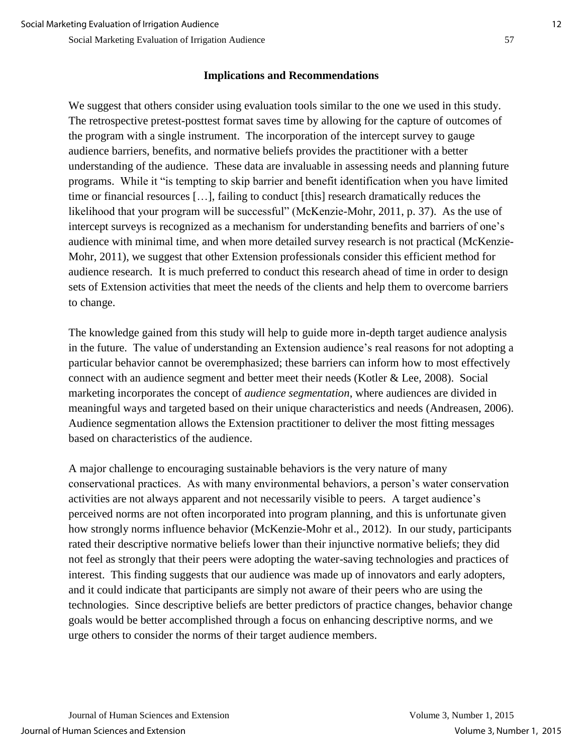## Implications and Recommendations

We suggest that others consider using evaluation tools similar to the one we used in this study. The retrospective pretest-posttest format saves time by allowing for the capture of outcomes of the program with a single instrument. The incorporation of the intercept survey to gauge audience barriers, benefits, and normative beliefs provides the practitioner with a better understanding of the audience. These data are invaluable in assessing needs and planning future programs. While it "is tempting to skip barrier and benefit identification when you have limited time or financial resources […], failing to conduct [this] research dramatically reduces the likelihood that your program will be successful" (McKenzie-Mohr, 2011, p. 37). As the use of intercept surveys is recognized as a mechanism for understanding benefits and barriers of one's audience with minimal time, and when more detailed survey research is not practical (McKenzie-Mohr, 2011), we suggest that other Extension professionals consider this efficient method for audience research. It is much preferred to conduct this research ahead of time in order to design sets of Extension activities that meet the needs of the clients and help them to overcome barriers to change.

The knowledge gained from this study will help to guide more in-depth target audience analysis in the future. The value of understanding an Extension audience's real reasons for not adopting a particular behavior cannot be overemphasized; these barriers can inform how to most effectively connect with an audience segment and better meet their needs (Kotler & Lee, 2008). Social marketing incorporates the concept of *audience segmentation*, where audiences are divided in meaningful ways and targeted based on their unique characteristics and needs (Andreasen, 2006). Audience segmentation allows the Extension practitioner to deliver the most fitting messages based on characteristics of the audience.

A major challenge to encouraging sustainable behaviors is the very nature of many conservational practices. As with many environmental behaviors, a person's water conservation activities are not always apparent and not necessarily visible to peers. A target audience's perceived norms are not often incorporated into program planning, and this is unfortunate given how strongly norms influence behavior (McKenzie-Mohr et al., 2012). In our study, participants rated their descriptive normative beliefs lower than their injunctive normative beliefs; they did not feel as strongly that their peers were adopting the water-saving technologies and practices of interest. This finding suggests that our audience was made up of innovators and early adopters, and it could indicate that participants are simply not aware of their peers who are using the technologies. Since descriptive beliefs are better predictors of practice changes, behavior change goals would be better accomplished through a focus on enhancing descriptive norms, and we urge others to consider the norms of their target audience members.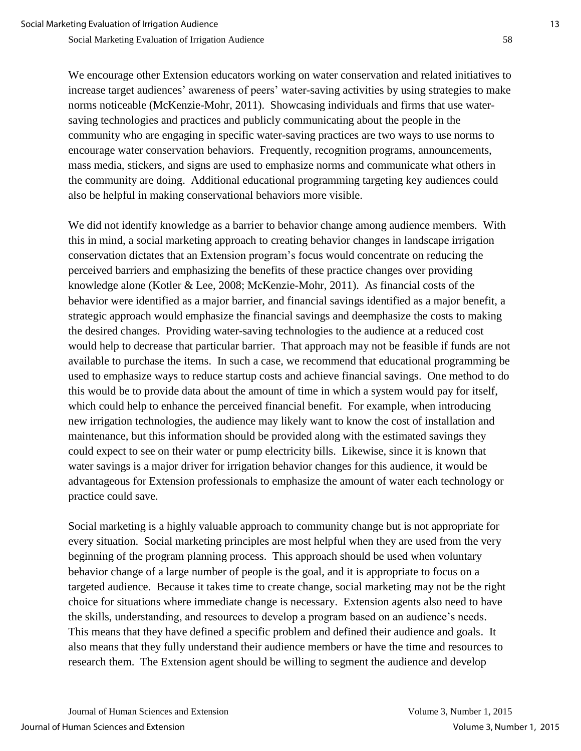We encourage other Extension educators working on water conservation and related initiatives to increase target audiences' awareness of peers' water-saving activities by using strategies to make norms noticeable (McKenzie-Mohr, 2011). Showcasing individuals and firms that use water-saving technologies and practices and publicly communicating about the people in the community who are engaging in specific water-saving practices are two ways to use norms to encourage water conservation behaviors. Frequently, recognition programs, announcements, mass media, stickers, and signs are used to emphasize norms and communicate what others in the community are doing. Additional educational programming targeting key audiences could also be helpful in making conservational behaviors more visible.

We did not identify knowledge as a barrier to behavior change among audience members. With this in mind, a social marketing approach to creating behavior changes in landscape irrigation conservation dictates that an Extension program's focus would concentrate on reducing the perceived barriers and emphasizing the benefits of these practice changes over providing knowledge alone (Kotler & Lee, 2008; McKenzie-Mohr, 2011). As financial costs of the behavior were identified as a major barrier, and financial savings identified as a major benefit, a strategic approach would emphasize the financial savings and deemphasize the costs to making the desired changes. Providing water-saving technologies to the audience at a reduced cost would help to decrease that particular barrier. That approach may not be feasible if funds are not available to purchase the items. In such a case, we recommend that educational programming be used to emphasize ways to reduce startup costs and achieve financial savings. One method to do this would be to provide data about the amount of time in which a system would pay for itself, which could help to enhance the perceived financial benefit. For example, when introducing new irrigation technologies, the audience may likely want to know the cost of installation and maintenance, but this information should be provided along with the estimated savings they could expect to see on their water or pump electricity bills. Likewise, since it is known that water savings is a major driver for irrigation behavior changes for this audience, it would be advantageous for Extension professionals to emphasize the amount of water each technology or practice could save.

Social marketing is a highly valuable approach to community change but is not appropriate for every situation. Social marketing principles are most helpful when they are used from the very beginning of the program planning process. This approach should be used when voluntary behavior change of a large number of people is the goal, and it is appropriate to focus on a targeted audience. Because it takes time to create change, social marketing may not be the right choice for situations where immediate change is necessary. Extension agents also need to have the skills, understanding, and resources to develop a program based on an audience's needs. This means that they have defined a specific problem and defined their audience and goals. It also means that they fully understand their audience members or have the time and resources to research them. The Extension agent should be willing to segment the audience and develop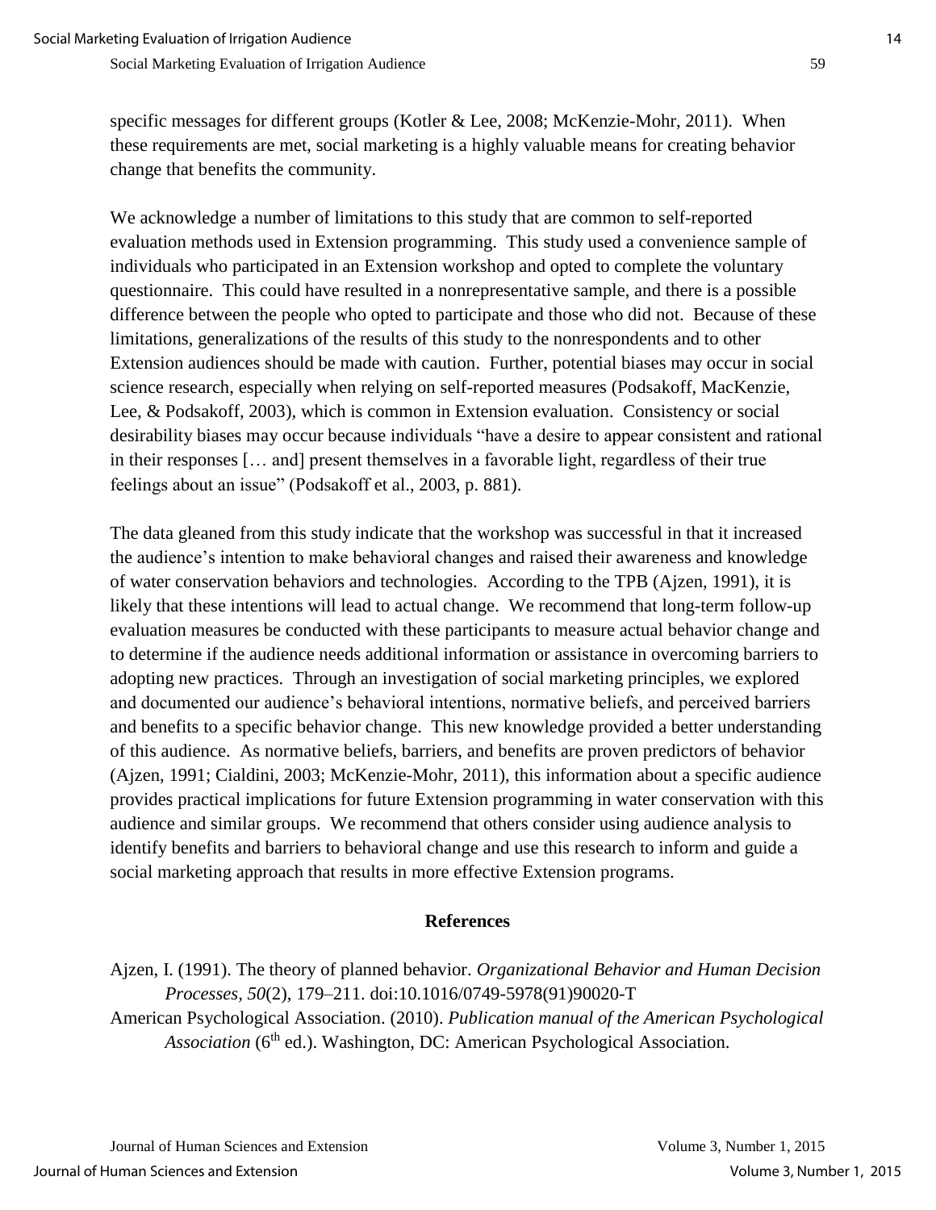specific messages for different groups (Kotler & Lee, 2008; McKenzie-Mohr, 2011). When these requirements are met, social marketing is a highly valuable means for creating behavior change that benefits the community.

We acknowledge a number of limitations to this study that are common to self-reported evaluation methods used in Extension programming. This study used a convenience sample of individuals who participated in an Extension workshop and opted to complete the voluntary questionnaire. This could have resulted in a nonrepresentative sample, and there is a possible difference between the people who opted to participate and those who did not. Because of these limitations, generalizations of the results of this study to the nonrespondents and to other Extension audiences should be made with caution. Further, potential biases may occur in social science research, especially when relying on self-reported measures (Podsakoff, MacKenzie, Lee, & Podsakoff, 2003), which is common in Extension evaluation. Consistency or social desirability biases may occur because individuals "have a desire to appear consistent and rational in their responses [… and] present themselves in a favorable light, regardless of their true feelings about an issue" (Podsakoff et al., 2003, p. 881).

The data gleaned from this study indicate that the workshop was successful in that it increased the audience's intention to make behavioral changes and raised their awareness and knowledge of water conservation behaviors and technologies. According to the TPB (Ajzen, 1991), it is likely that these intentions will lead to actual change. We recommend that long-term follow-up evaluation measures be conducted with these participants to measure actual behavior change and to determine if the audience needs additional information or assistance in overcoming barriers to adopting new practices. Through an investigation of social marketing principles, we explored and documented our audience's behavioral intentions, normative beliefs, and perceived barriers and benefits to a specific behavior change. This new knowledge provided a better understanding of this audience. As normative beliefs, barriers, and benefits are proven predictors of behavior (Ajzen, 1991; Cialdini, 2003; McKenzie-Mohr, 2011), this information about a specific audience provides practical implications for future Extension programming in water conservation with this audience and similar groups. We recommend that others consider using audience analysis to identify benefits and barriers to behavioral change and use this research to inform and guide a social marketing approach that results in more effective Extension programs.

## References

Ajzen, I. (1991). The theory of planned behavior. *Organizational Behavior and Human Decision Processes, 50*(2), 179–211. doi:10.1016/0749-5978(91)90020-T

American Psychological Association. (2010). *Publication manual of the American Psychological Association* (6th ed.). Washington, DC: American Psychological Association.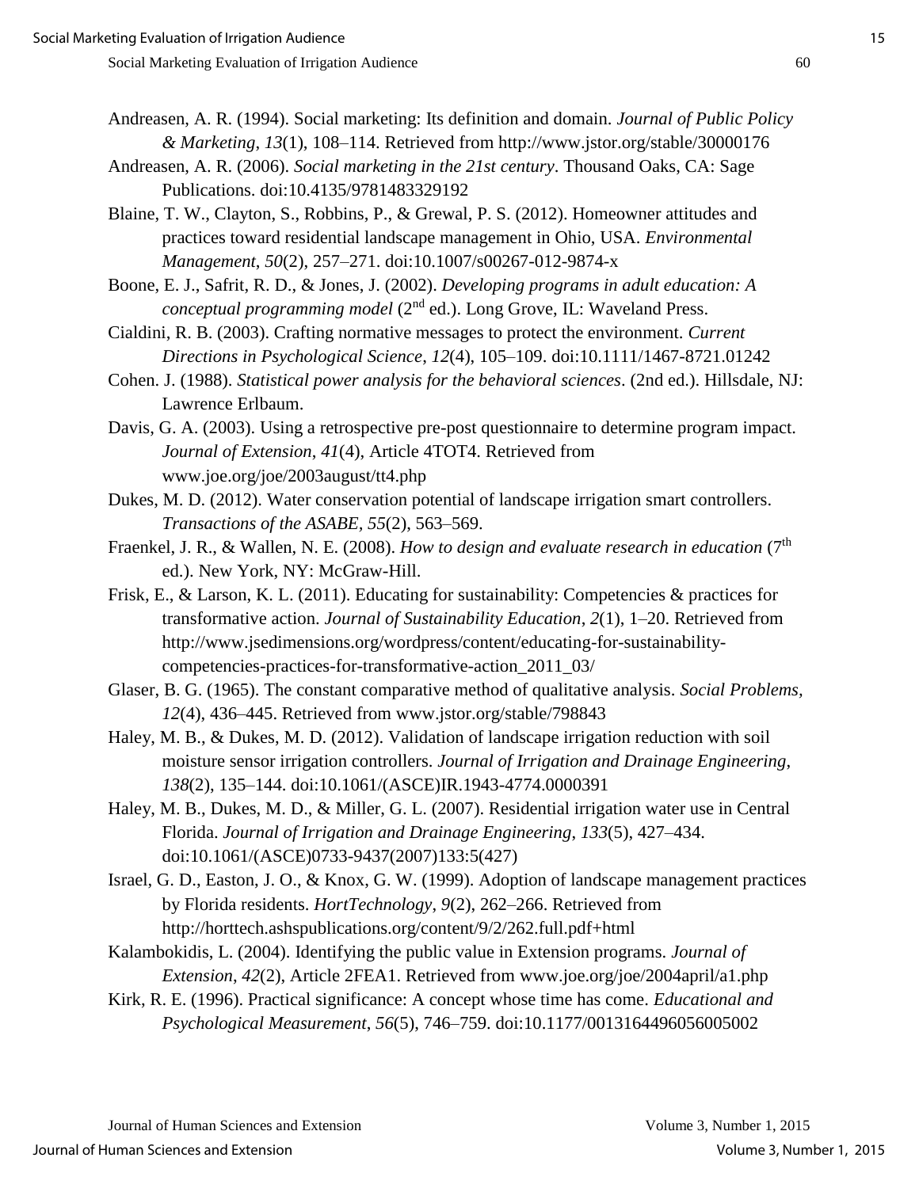Andreasen, A. R. (1994). Social marketing: Its definition and domain. *Journal of Public Policy & Marketing*, *13*(1), 108–114. Retrieved from http://www.jstor.org/stable/30000176

Andreasen, A. R. (2006). *Social marketing in the 21st century*. Thousand Oaks, CA: Sage Publications. doi:10.4135/9781483329192

Blaine, T. W., Clayton, S., Robbins, P., & Grewal, P. S. (2012). Homeowner attitudes and practices toward residential landscape management in Ohio, USA. *Environmental Management*, *50*(2), 257–271. doi:10.1007/s00267-012-9874-x

Boone, E. J., Safrit, R. D., & Jones, J. (2002). *Developing programs in adult education: A conceptual programming model* (2nd ed.). Long Grove, IL: Waveland Press.

Cialdini, R. B. (2003). Crafting normative messages to protect the environment. *Current Directions in Psychological Science*, *12*(4), 105–109. doi:10.1111/1467-8721.01242

Cohen. J. (1988). *Statistical power analysis for the behavioral sciences*. (2nd ed.). Hillsdale, NJ: Lawrence Erlbaum.

Davis, G. A. (2003). Using a retrospective pre-post questionnaire to determine program impact. *Journal of Extension*, *41*(4), Article 4TOT4. Retrieved from www.joe.org/joe/2003august/tt4.php

Dukes, M. D. (2012). Water conservation potential of landscape irrigation smart controllers. *Transactions of the ASABE, 55*(2), 563–569.

Fraenkel, J. R., & Wallen, N. E. (2008). *How to design and evaluate research in education* (7th ed.). New York, NY: McGraw-Hill.

Frisk, E., & Larson, K. L. (2011). Educating for sustainability: Competencies & practices for transformative action. *Journal of Sustainability Education*, *2*(1), 1–20. Retrieved from http://www.jsedimensions.org/wordpress/content/educating-for-sustainability-competencies-practices-for-transformative-action_2011_03/

Glaser, B. G. (1965). The constant comparative method of qualitative analysis. *Social Problems*, *12*(4), 436–445. Retrieved from www.jstor.org/stable/798843

Haley, M. B., & Dukes, M. D. (2012). Validation of landscape irrigation reduction with soil moisture sensor irrigation controllers. *Journal of Irrigation and Drainage Engineering*, *138*(2), 135–144. doi:10.1061/(ASCE)IR.1943-4774.0000391

Haley, M. B., Dukes, M. D., & Miller, G. L. (2007). Residential irrigation water use in Central Florida. *Journal of Irrigation and Drainage Engineering*, *133*(5), 427–434. doi:10.1061/(ASCE)0733-9437(2007)133:5(427)

Israel, G. D., Easton, J. O., & Knox, G. W. (1999). Adoption of landscape management practices by Florida residents. *HortTechnology*, *9*(2), 262–266. Retrieved from http://horttech.ashspublications.org/content/9/2/262.full.pdf+html

Kalambokidis, L. (2004). Identifying the public value in Extension programs. *Journal of Extension*, *42*(2), Article 2FEA1. Retrieved from www.joe.org/joe/2004april/a1.php

Kirk, R. E. (1996). Practical significance: A concept whose time has come. *Educational and Psychological Measurement*, *56*(5), 746–759. doi:10.1177/0013164496056005002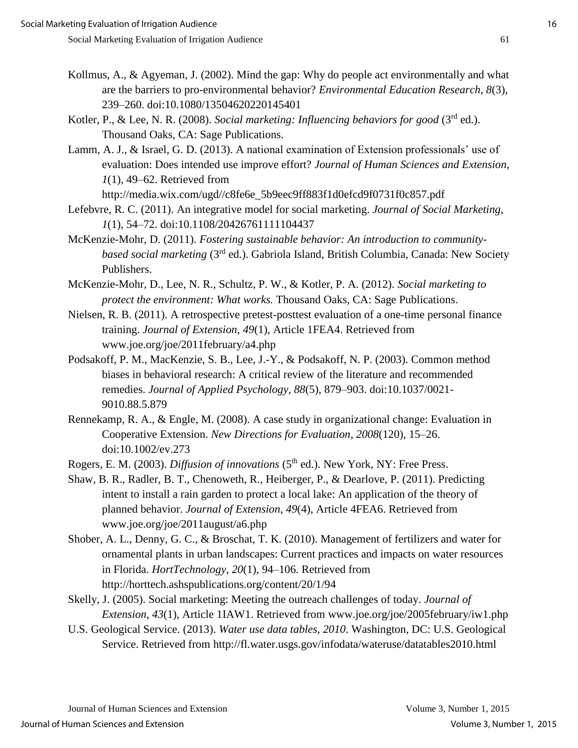Kollmus, A., & Agyeman, J. (2002). Mind the gap: Why do people act environmentally and what are the barriers to pro-environmental behavior? *Environmental Education Research*, *8*(3), 239–260. doi:10.1080/13504620220145401

Kotler, P., & Lee, N. R. (2008). *Social marketing: Influencing behaviors for good* (3rd ed.). Thousand Oaks, CA: Sage Publications.

Lamm, A. J., & Israel, G. D. (2013). A national examination of Extension professionals' use of evaluation: Does intended use improve effort? *Journal of Human Sciences and Extension*, *1*(1), 49–62. Retrieved from http://media.wix.com/ugd//c8fe6e_5b9eec9ff883f1d0efcd9f0731f0c857.pdf

Lefebvre, R. C. (2011). An integrative model for social marketing. *Journal of Social Marketing*, *1*(1), 54–72. doi:10.1108/20426761111104437

McKenzie-Mohr, D. (2011). *Fostering sustainable behavior: An introduction to community-based social marketing* (3rd ed.). Gabriola Island, British Columbia, Canada: New Society Publishers.

McKenzie-Mohr, D., Lee, N. R., Schultz, P. W., & Kotler, P. A. (2012). *Social marketing to protect the environment: What works.* Thousand Oaks, CA: Sage Publications.

Nielsen, R. B. (2011). A retrospective pretest-posttest evaluation of a one-time personal finance training. *Journal of Extension*, *49*(1), Article 1FEA4. Retrieved from www.joe.org/joe/2011february/a4.php

Podsakoff, P. M., MacKenzie, S. B., Lee, J.-Y., & Podsakoff, N. P. (2003). Common method biases in behavioral research: A critical review of the literature and recommended remedies. *Journal of Applied Psychology*, *88*(5), 879–903. doi:10.1037/0021-9010.88.5.879

Rennekamp, R. A., & Engle, M. (2008). A case study in organizational change: Evaluation in Cooperative Extension. *New Directions for Evaluation*, *2008*(120), 15–26. doi:10.1002/ev.273

Rogers, E. M. (2003). *Diffusion of innovations* (5th ed.). New York, NY: Free Press.

Shaw, B. R., Radler, B. T., Chenoweth, R., Heiberger, P., & Dearlove, P. (2011). Predicting intent to install a rain garden to protect a local lake: An application of the theory of planned behavior. *Journal of Extension*, *49*(4), Article 4FEA6. Retrieved from www.joe.org/joe/2011august/a6.php

Shober, A. L., Denny, G. C., & Broschat, T. K. (2010). Management of fertilizers and water for ornamental plants in urban landscapes: Current practices and impacts on water resources in Florida. *HortTechnology*, *20*(1), 94–106. Retrieved from http://horttech.ashspublications.org/content/20/1/94

Skelly, J. (2005). Social marketing: Meeting the outreach challenges of today. *Journal of Extension*, *43*(1), Article 1IAW1. Retrieved from www.joe.org/joe/2005february/iw1.php

U.S. Geological Service. (2013). *Water use data tables, 2010*. Washington, DC: U.S. Geological Service. Retrieved from http://fl.water.usgs.gov/infodata/wateruse/datatables2010.html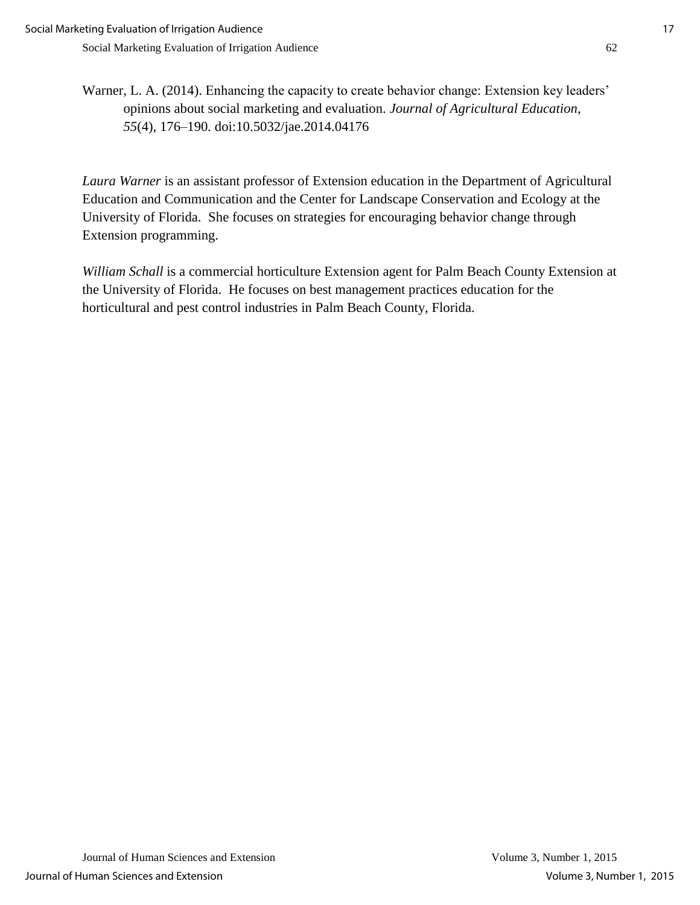Warner, L. A. (2014). Enhancing the capacity to create behavior change: Extension key leaders' opinions about social marketing and evaluation. *Journal of Agricultural Education*, *55*(4), 176–190. doi:10.5032/jae.2014.04176

*Laura Warner* is an assistant professor of Extension education in the Department of Agricultural Education and Communication and the Center for Landscape Conservation and Ecology at the University of Florida. She focuses on strategies for encouraging behavior change through Extension programming.

*William Schall* is a commercial horticulture Extension agent for Palm Beach County Extension at the University of Florida. He focuses on best management practices education for the horticultural and pest control industries in Palm Beach County, Florida.